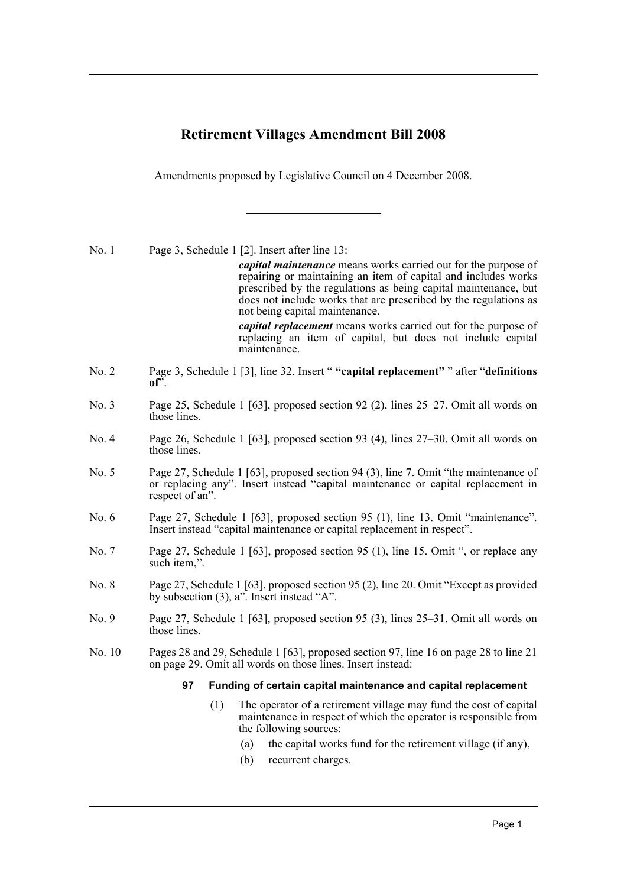# Retirement Villages Amendment Bill 2008

Amendments proposed by Legislative Council on 4 December 2008.

---

No. 1 Page 3, Schedule 1 [2]. Insert after line 13:

> ***capital maintenance*** means works carried out for the purpose of repairing or maintaining an item of capital and includes works prescribed by the regulations as being capital maintenance, but does not include works that are prescribed by the regulations as not being capital maintenance.
>
> ***capital replacement*** means works carried out for the purpose of replacing an item of capital, but does not include capital maintenance.

No. 2 Page 3, Schedule 1 [3], line 32. Insert " **"capital replacement"** " after "**definitions of**".

No. 3 Page 25, Schedule 1 [63], proposed section 92 (2), lines 25–27. Omit all words on those lines.

No. 4 Page 26, Schedule 1 [63], proposed section 93 (4), lines 27–30. Omit all words on those lines.

No. 5 Page 27, Schedule 1 [63], proposed section 94 (3), line 7. Omit "the maintenance of or replacing any". Insert instead "capital maintenance or capital replacement in respect of an".

No. 6 Page 27, Schedule 1 [63], proposed section 95 (1), line 13. Omit "maintenance". Insert instead "capital maintenance or capital replacement in respect".

No. 7 Page 27, Schedule 1 [63], proposed section 95 (1), line 15. Omit ", or replace any such item,".

No. 8 Page 27, Schedule 1 [63], proposed section 95 (2), line 20. Omit "Except as provided by subsection (3), a". Insert instead "A".

No. 9 Page 27, Schedule 1 [63], proposed section 95 (3), lines 25–31. Omit all words on those lines.

No. 10 Pages 28 and 29, Schedule 1 [63], proposed section 97, line 16 on page 28 to line 21 on page 29. Omit all words on those lines. Insert instead:

> **97 Funding of certain capital maintenance and capital replacement**
>
> (1) The operator of a retirement village may fund the cost of capital maintenance in respect of which the operator is responsible from the following sources:
>
> (a) the capital works fund for the retirement village (if any),
>
> (b) recurrent charges.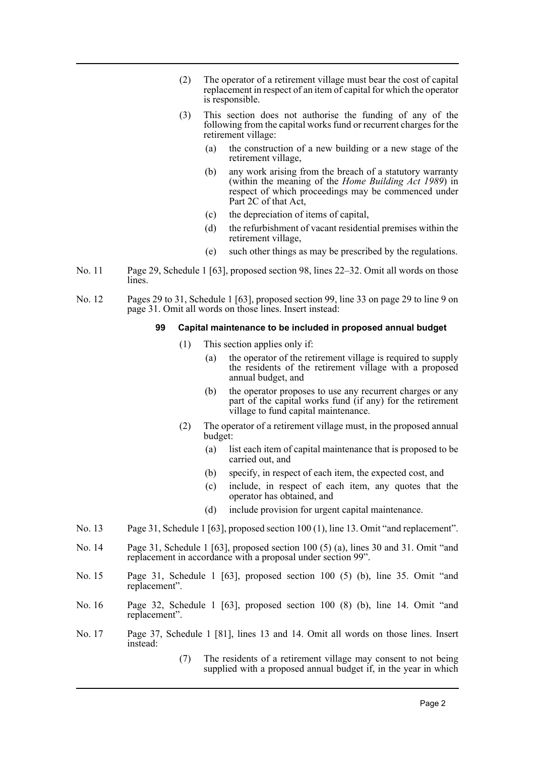(2) The operator of a retirement village must bear the cost of capital replacement in respect of an item of capital for which the operator is responsible.

(3) This section does not authorise the funding of any of the following from the capital works fund or recurrent charges for the retirement village:

(a) the construction of a new building or a new stage of the retirement village,

(b) any work arising from the breach of a statutory warranty (within the meaning of the *Home Building Act 1989*) in respect of which proceedings may be commenced under Part 2C of that Act,

(c) the depreciation of items of capital,

(d) the refurbishment of vacant residential premises within the retirement village,

(e) such other things as may be prescribed by the regulations.

No. 11 Page 29, Schedule 1 [63], proposed section 98, lines 22–32. Omit all words on those lines.

No. 12 Pages 29 to 31, Schedule 1 [63], proposed section 99, line 33 on page 29 to line 9 on page 31. Omit all words on those lines. Insert instead:

**99 Capital maintenance to be included in proposed annual budget**

(1) This section applies only if:

(a) the operator of the retirement village is required to supply the residents of the retirement village with a proposed annual budget, and

(b) the operator proposes to use any recurrent charges or any part of the capital works fund (if any) for the retirement village to fund capital maintenance.

(2) The operator of a retirement village must, in the proposed annual budget:

(a) list each item of capital maintenance that is proposed to be carried out, and

(b) specify, in respect of each item, the expected cost, and

(c) include, in respect of each item, any quotes that the operator has obtained, and

(d) include provision for urgent capital maintenance.

No. 13 Page 31, Schedule 1 [63], proposed section 100 (1), line 13. Omit "and replacement".

No. 14 Page 31, Schedule 1 [63], proposed section 100 (5) (a), lines 30 and 31. Omit "and replacement in accordance with a proposal under section 99".

No. 15 Page 31, Schedule 1 [63], proposed section 100 (5) (b), line 35. Omit "and replacement".

No. 16 Page 32, Schedule 1 [63], proposed section 100 (8) (b), line 14. Omit "and replacement".

No. 17 Page 37, Schedule 1 [81], lines 13 and 14. Omit all words on those lines. Insert instead:

(7) The residents of a retirement village may consent to not being supplied with a proposed annual budget if, in the year in which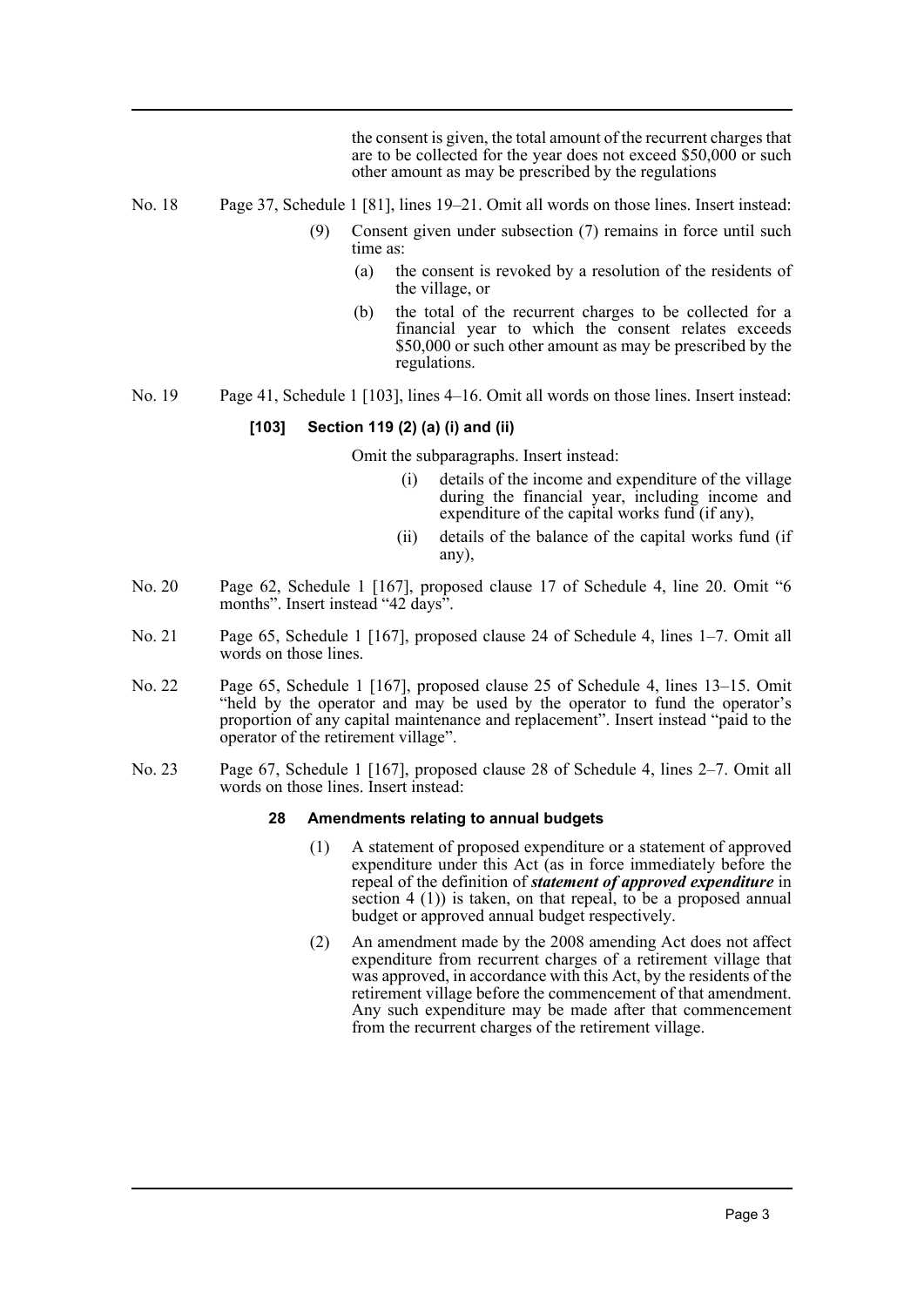the consent is given, the total amount of the recurrent charges that are to be collected for the year does not exceed $50,000 or such other amount as may be prescribed by the regulations

No. 18 Page 37, Schedule 1 [81], lines 19–21. Omit all words on those lines. Insert instead:

(9) Consent given under subsection (7) remains in force until such time as:

(a) the consent is revoked by a resolution of the residents of the village, or

(b) the total of the recurrent charges to be collected for a financial year to which the consent relates exceeds $50,000 or such other amount as may be prescribed by the regulations.

No. 19 Page 41, Schedule 1 [103], lines 4–16. Omit all words on those lines. Insert instead:

**[103] Section 119 (2) (a) (i) and (ii)**

Omit the subparagraphs. Insert instead:

(i) details of the income and expenditure of the village during the financial year, including income and expenditure of the capital works fund (if any),

(ii) details of the balance of the capital works fund (if any),

No. 20 Page 62, Schedule 1 [167], proposed clause 17 of Schedule 4, line 20. Omit "6 months". Insert instead "42 days".

No. 21 Page 65, Schedule 1 [167], proposed clause 24 of Schedule 4, lines 1–7. Omit all words on those lines.

No. 22 Page 65, Schedule 1 [167], proposed clause 25 of Schedule 4, lines 13–15. Omit "held by the operator and may be used by the operator to fund the operator's proportion of any capital maintenance and replacement". Insert instead "paid to the operator of the retirement village".

No. 23 Page 67, Schedule 1 [167], proposed clause 28 of Schedule 4, lines 2–7. Omit all words on those lines. Insert instead:

**28 Amendments relating to annual budgets**

(1) A statement of proposed expenditure or a statement of approved expenditure under this Act (as in force immediately before the repeal of the definition of ***statement of approved expenditure*** in section 4 (1)) is taken, on that repeal, to be a proposed annual budget or approved annual budget respectively.

(2) An amendment made by the 2008 amending Act does not affect expenditure from recurrent charges of a retirement village that was approved, in accordance with this Act, by the residents of the retirement village before the commencement of that amendment. Any such expenditure may be made after that commencement from the recurrent charges of the retirement village.